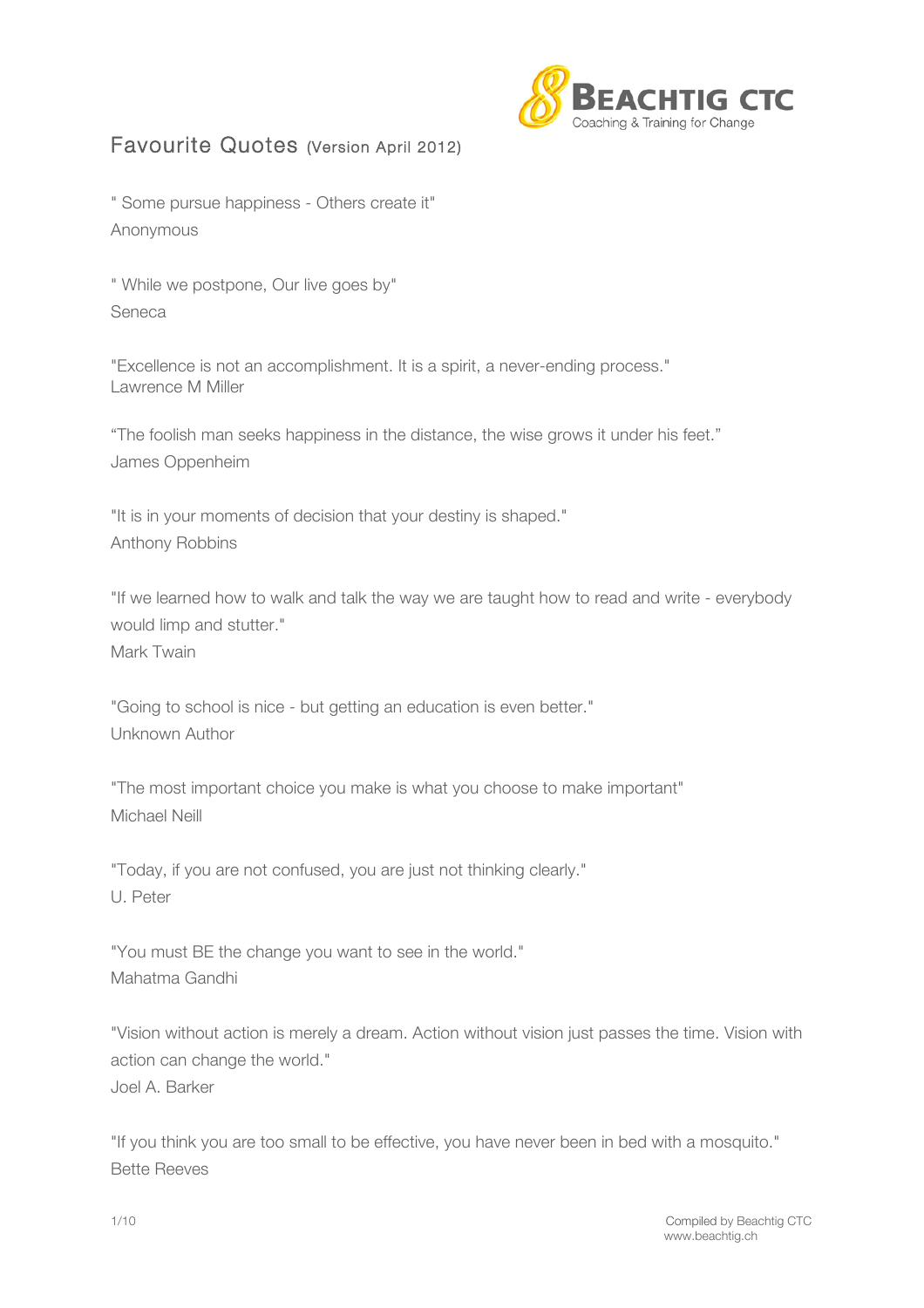BEACHTIG CTC
Coaching & Training for Change

# Favourite Quotes (Version April 2012)

" Some pursue happiness - Others create it"
Anonymous

" While we postpone, Our live goes by"
Seneca

"Excellence is not an accomplishment. It is a spirit, a never-ending process."
Lawrence M Miller

“The foolish man seeks happiness in the distance, the wise grows it under his feet.”
James Oppenheim

"It is in your moments of decision that your destiny is shaped."
Anthony Robbins

"If we learned how to walk and talk the way we are taught how to read and write - everybody would limp and stutter."
Mark Twain

"Going to school is nice - but getting an education is even better."
Unknown Author

"The most important choice you make is what you choose to make important"
Michael Neill

"Today, if you are not confused, you are just not thinking clearly."
U. Peter

"You must BE the change you want to see in the world."
Mahatma Gandhi

"Vision without action is merely a dream. Action without vision just passes the time. Vision with action can change the world."
Joel A. Barker

"If you think you are too small to be effective, you have never been in bed with a mosquito."
Bette Reeves

Compiled by Beachtig CTC
www.beachtig.ch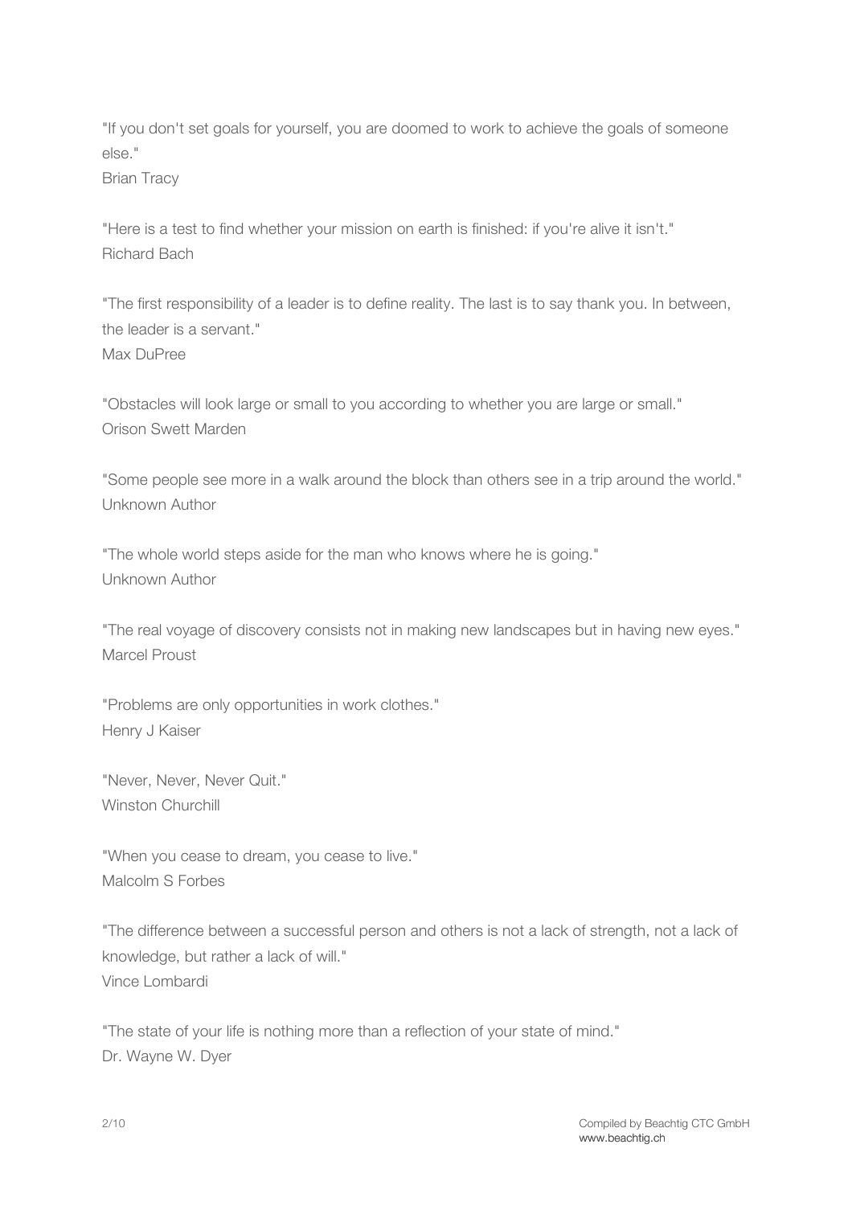"If you don't set goals for yourself, you are doomed to work to achieve the goals of someone else."
Brian Tracy

"Here is a test to find whether your mission on earth is finished: if you're alive it isn't."
Richard Bach

"The first responsibility of a leader is to define reality. The last is to say thank you. In between, the leader is a servant."
Max DuPree

"Obstacles will look large or small to you according to whether you are large or small."
Orison Swett Marden

"Some people see more in a walk around the block than others see in a trip around the world."
Unknown Author

"The whole world steps aside for the man who knows where he is going."
Unknown Author

"The real voyage of discovery consists not in making new landscapes but in having new eyes."
Marcel Proust

"Problems are only opportunities in work clothes."
Henry J Kaiser

"Never, Never, Never Quit."
Winston Churchill

"When you cease to dream, you cease to live."
Malcolm S Forbes

"The difference between a successful person and others is not a lack of strength, not a lack of knowledge, but rather a lack of will."
Vince Lombardi

"The state of your life is nothing more than a reflection of your state of mind."
Dr. Wayne W. Dyer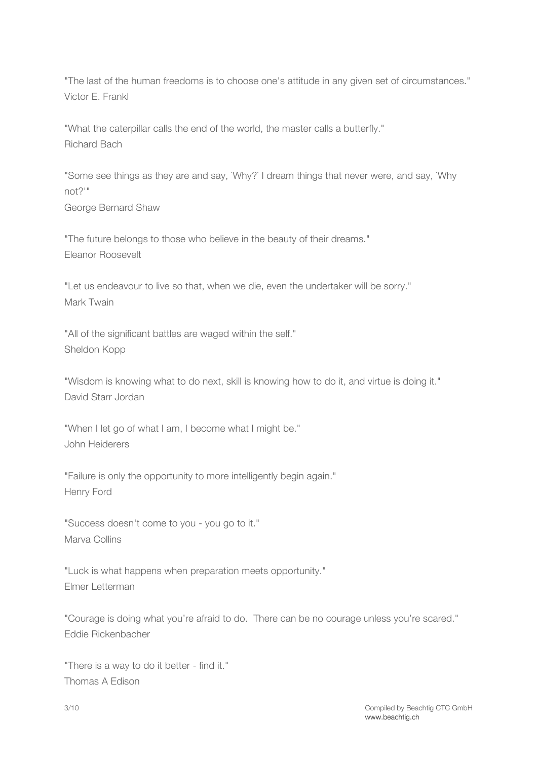"The last of the human freedoms is to choose one's attitude in any given set of circumstances."
Victor E. Frankl

"What the caterpillar calls the end of the world, the master calls a butterfly."
Richard Bach

"Some see things as they are and say, `Why?` I dream things that never were, and say, `Why not?'"
George Bernard Shaw

"The future belongs to those who believe in the beauty of their dreams."
Eleanor Roosevelt

"Let us endeavour to live so that, when we die, even the undertaker will be sorry."
Mark Twain

"All of the significant battles are waged within the self."
Sheldon Kopp

"Wisdom is knowing what to do next, skill is knowing how to do it, and virtue is doing it."
David Starr Jordan

"When I let go of what I am, I become what I might be."
John Heiderers

"Failure is only the opportunity to more intelligently begin again."
Henry Ford

"Success doesn't come to you - you go to it."
Marva Collins

"Luck is what happens when preparation meets opportunity."
Elmer Letterman

"Courage is doing what you're afraid to do. There can be no courage unless you're scared."
Eddie Rickenbacher

"There is a way to do it better - find it."
Thomas A Edison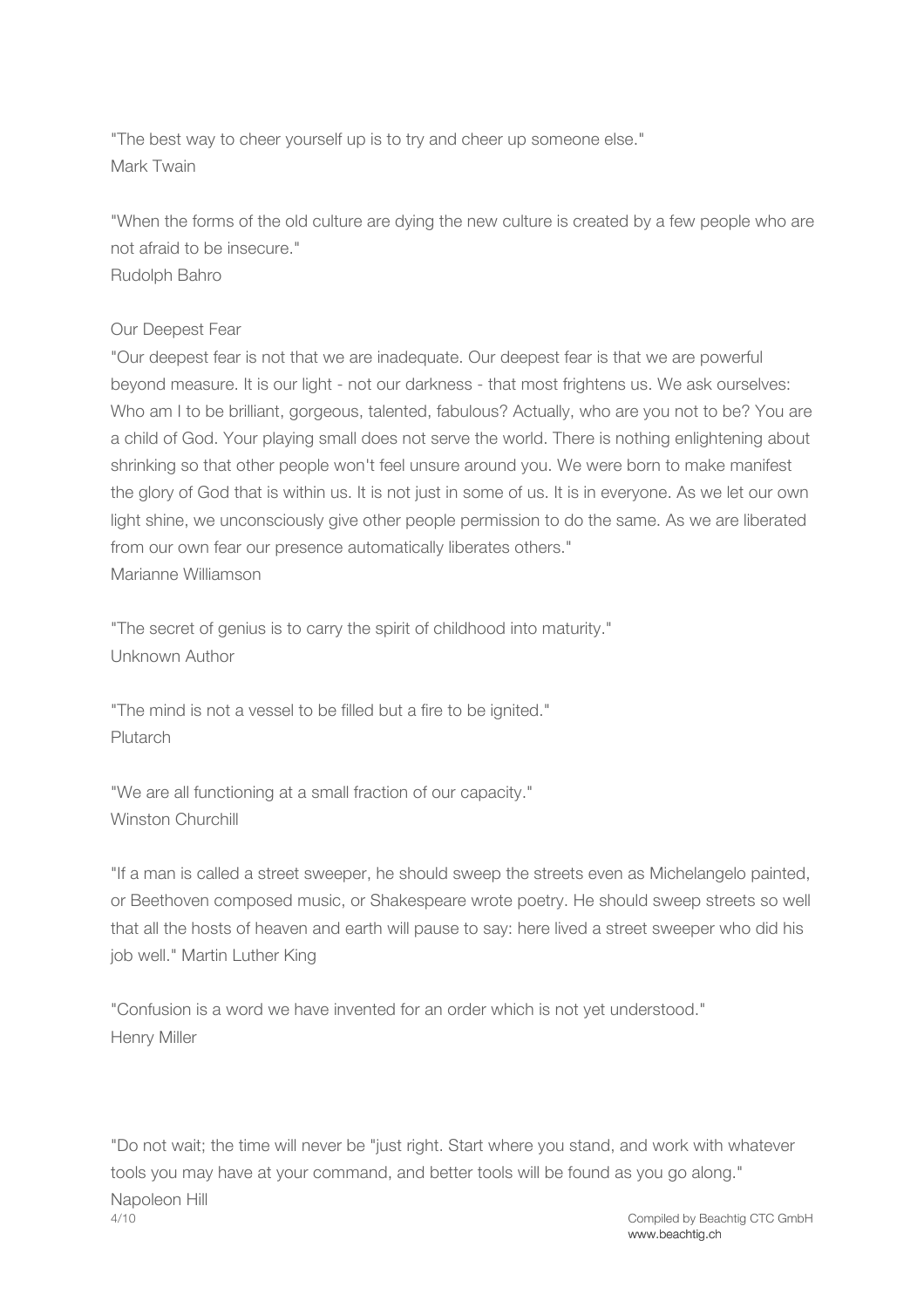"The best way to cheer yourself up is to try and cheer up someone else."
Mark Twain

"When the forms of the old culture are dying the new culture is created by a few people who are not afraid to be insecure."
Rudolph Bahro

Our Deepest Fear

"Our deepest fear is not that we are inadequate. Our deepest fear is that we are powerful beyond measure. It is our light - not our darkness - that most frightens us. We ask ourselves: Who am I to be brilliant, gorgeous, talented, fabulous? Actually, who are you not to be? You are a child of God. Your playing small does not serve the world. There is nothing enlightening about shrinking so that other people won't feel unsure around you. We were born to make manifest the glory of God that is within us. It is not just in some of us. It is in everyone. As we let our own light shine, we unconsciously give other people permission to do the same. As we are liberated from our own fear our presence automatically liberates others."
Marianne Williamson

"The secret of genius is to carry the spirit of childhood into maturity."
Unknown Author

"The mind is not a vessel to be filled but a fire to be ignited."
Plutarch

"We are all functioning at a small fraction of our capacity."
Winston Churchill

"If a man is called a street sweeper, he should sweep the streets even as Michelangelo painted, or Beethoven composed music, or Shakespeare wrote poetry. He should sweep streets so well that all the hosts of heaven and earth will pause to say: here lived a street sweeper who did his job well." Martin Luther King

"Confusion is a word we have invented for an order which is not yet understood."
Henry Miller

"Do not wait; the time will never be "just right. Start where you stand, and work with whatever tools you may have at your command, and better tools will be found as you go along."
Napoleon Hill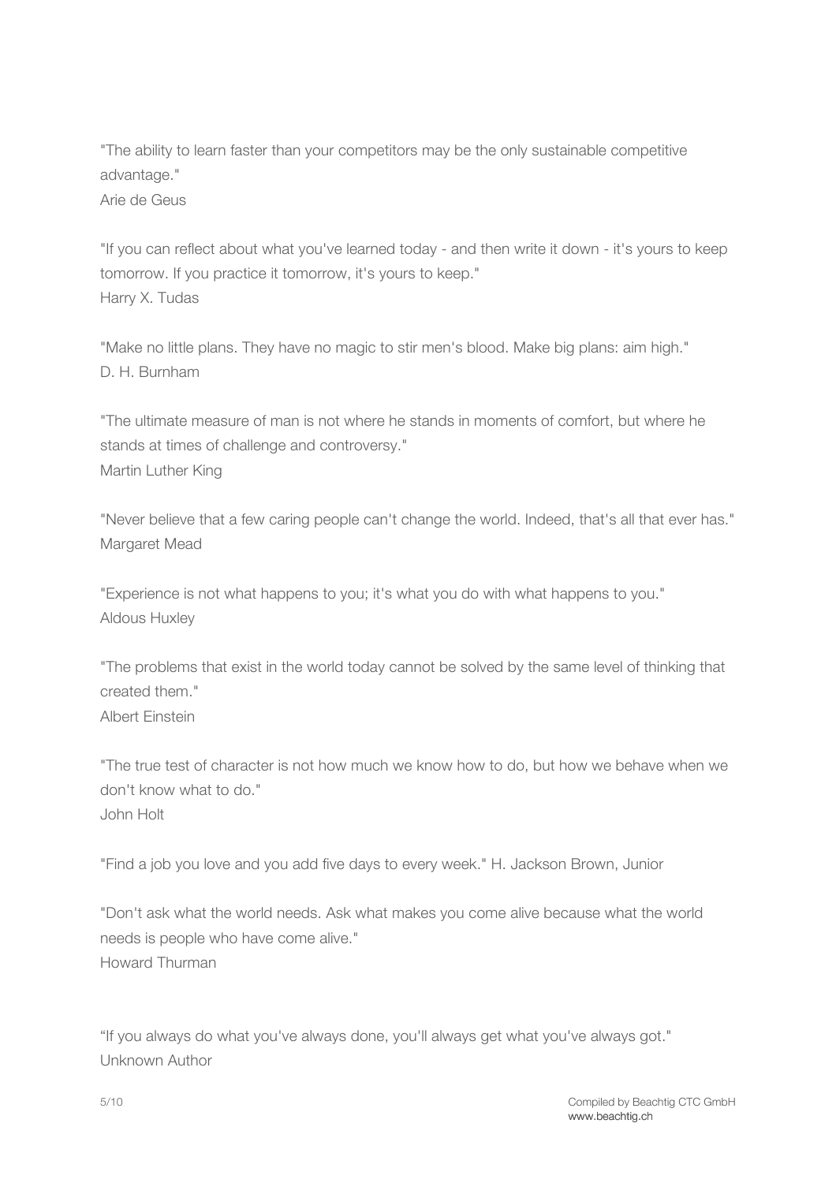"The ability to learn faster than your competitors may be the only sustainable competitive advantage."
Arie de Geus

"If you can reflect about what you've learned today - and then write it down - it's yours to keep tomorrow. If you practice it tomorrow, it's yours to keep."
Harry X. Tudas

"Make no little plans. They have no magic to stir men's blood. Make big plans: aim high."
D. H. Burnham

"The ultimate measure of man is not where he stands in moments of comfort, but where he stands at times of challenge and controversy."
Martin Luther King

"Never believe that a few caring people can't change the world. Indeed, that's all that ever has."
Margaret Mead

"Experience is not what happens to you; it's what you do with what happens to you."
Aldous Huxley

"The problems that exist in the world today cannot be solved by the same level of thinking that created them."
Albert Einstein

"The true test of character is not how much we know how to do, but how we behave when we don't know what to do."
John Holt

"Find a job you love and you add five days to every week." H. Jackson Brown, Junior

"Don't ask what the world needs. Ask what makes you come alive because what the world needs is people who have come alive."
Howard Thurman

"If you always do what you've always done, you'll always get what you've always got."
Unknown Author

Compiled by Beachtig CTC GmbH
www.beachtig.ch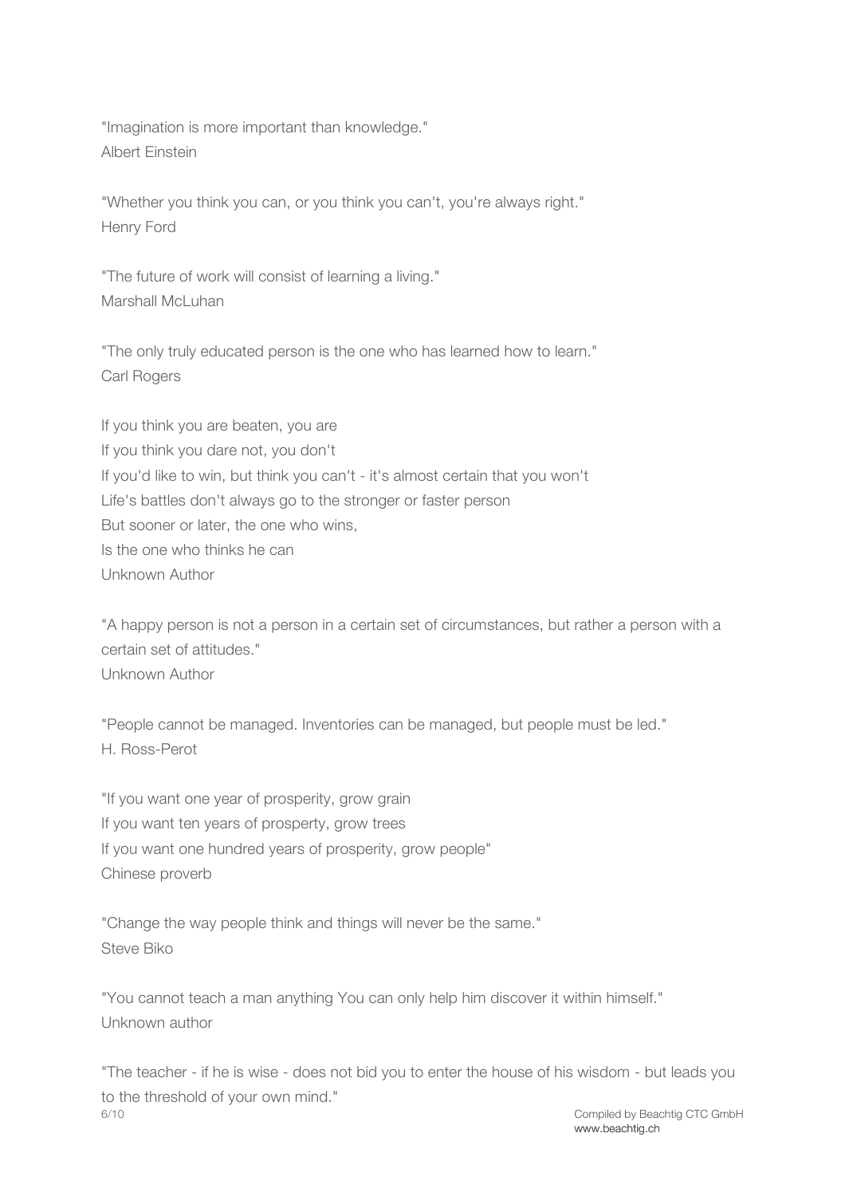"Imagination is more important than knowledge."
Albert Einstein

"Whether you think you can, or you think you can't, you're always right."
Henry Ford

"The future of work will consist of learning a living."
Marshall McLuhan

"The only truly educated person is the one who has learned how to learn."
Carl Rogers

If you think you are beaten, you are
If you think you dare not, you don't
If you'd like to win, but think you can't - it's almost certain that you won't
Life's battles don't always go to the stronger or faster person
But sooner or later, the one who wins,
Is the one who thinks he can
Unknown Author

"A happy person is not a person in a certain set of circumstances, but rather a person with a certain set of attitudes."
Unknown Author

"People cannot be managed. Inventories can be managed, but people must be led."
H. Ross-Perot

"If you want one year of prosperity, grow grain
If you want ten years of prosperty, grow trees
If you want one hundred years of prosperity, grow people"
Chinese proverb

"Change the way people think and things will never be the same."
Steve Biko

"You cannot teach a man anything You can only help him discover it within himself."
Unknown author

"The teacher - if he is wise - does not bid you to enter the house of his wisdom - but leads you to the threshold of your own mind."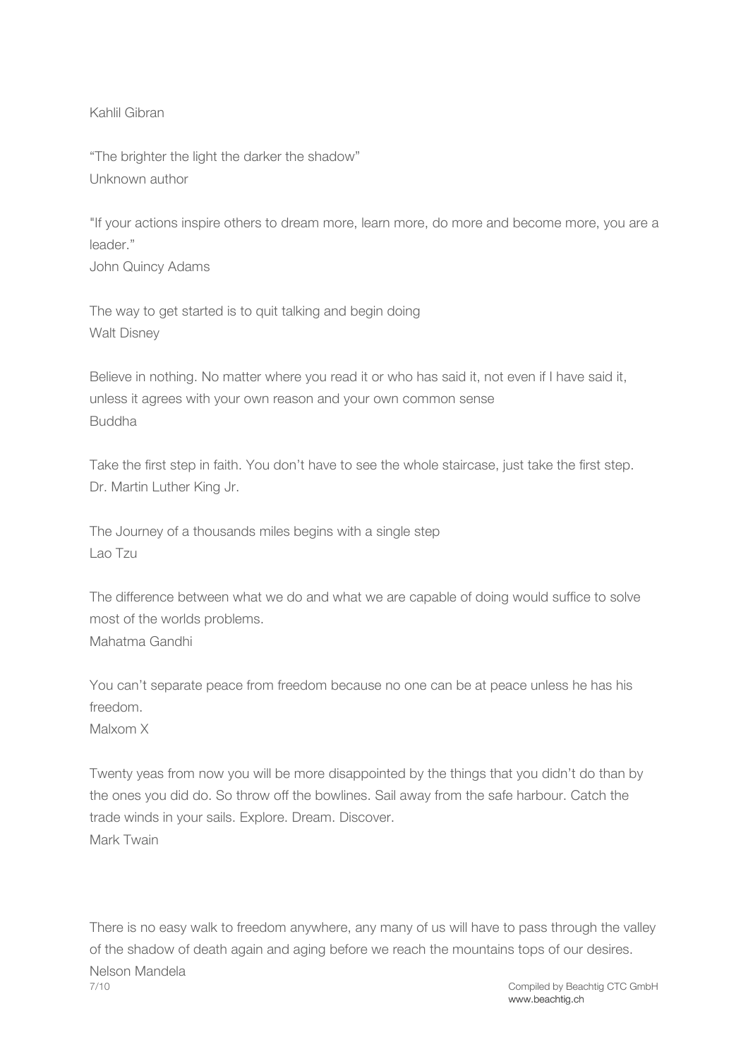Kahlil Gibran

“The brighter the light the darker the shadow”
Unknown author

"If your actions inspire others to dream more, learn more, do more and become more, you are a leader.”
John Quincy Adams

The way to get started is to quit talking and begin doing
Walt Disney

Believe in nothing. No matter where you read it or who has said it, not even if I have said it, unless it agrees with your own reason and your own common sense
Buddha

Take the first step in faith. You don’t have to see the whole staircase, just take the first step.
Dr. Martin Luther King Jr.

The Journey of a thousands miles begins with a single step
Lao Tzu

The difference between what we do and what we are capable of doing would suffice to solve most of the worlds problems.
Mahatma Gandhi

You can’t separate peace from freedom because no one can be at peace unless he has his freedom.
Malxom X

Twenty yeas from now you will be more disappointed by the things that you didn’t do than by the ones you did do. So throw off the bowlines. Sail away from the safe harbour. Catch the trade winds in your sails. Explore. Dream. Discover.
Mark Twain

There is no easy walk to freedom anywhere, any many of us will have to pass through the valley of the shadow of death again and aging before we reach the mountains tops of our desires.
Nelson Mandela

Compiled by Beachtig CTC GmbH
www.beachtig.ch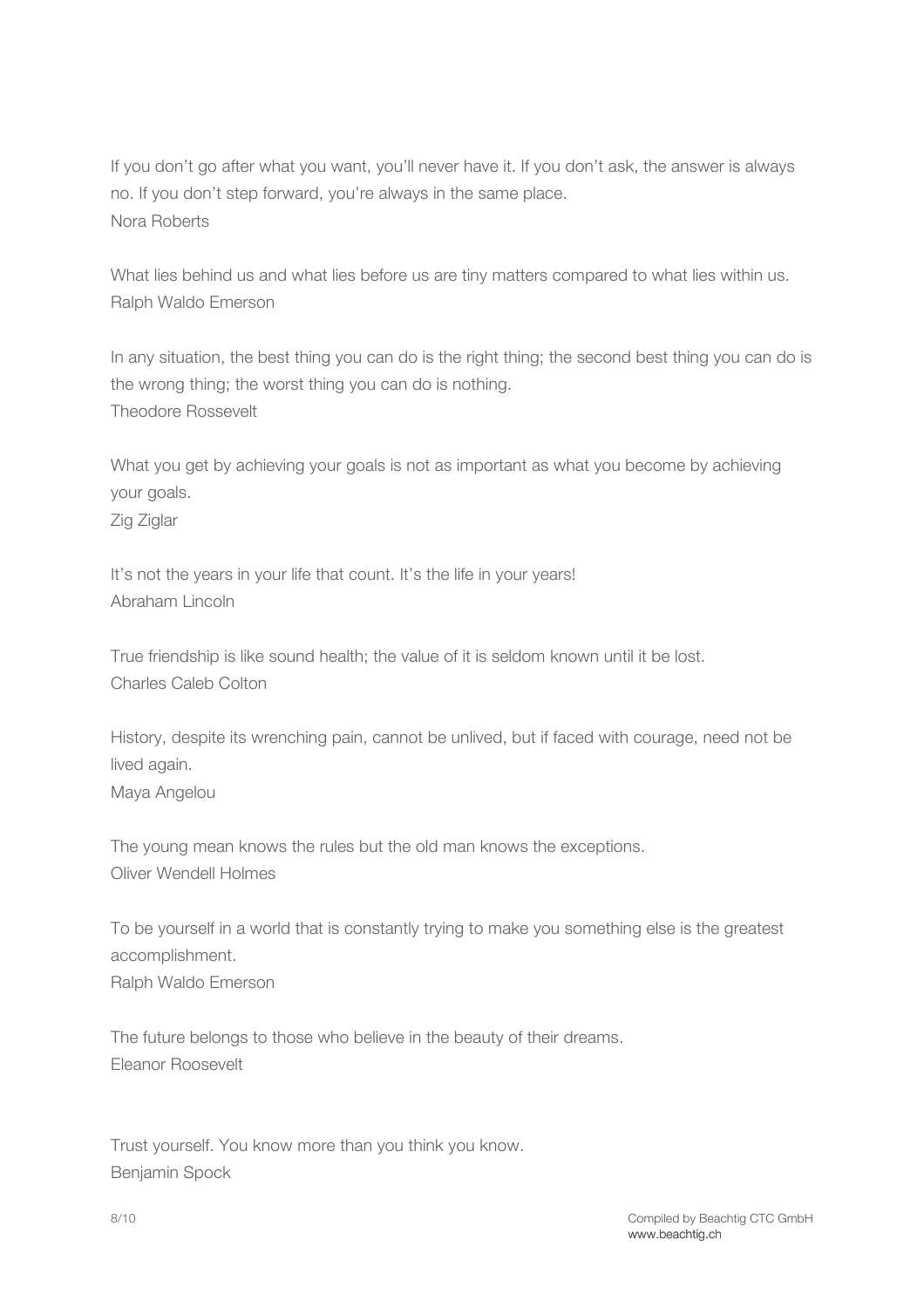If you don't go after what you want, you'll never have it. If you don't ask, the answer is always no. If you don't step forward, you're always in the same place.
Nora Roberts

What lies behind us and what lies before us are tiny matters compared to what lies within us.
Ralph Waldo Emerson

In any situation, the best thing you can do is the right thing; the second best thing you can do is the wrong thing; the worst thing you can do is nothing.
Theodore Rossevelt

What you get by achieving your goals is not as important as what you become by achieving your goals.
Zig Ziglar

It's not the years in your life that count. It's the life in your years!
Abraham Lincoln

True friendship is like sound health; the value of it is seldom known until it be lost.
Charles Caleb Colton

History, despite its wrenching pain, cannot be unlived, but if faced with courage, need not be lived again.
Maya Angelou

The young mean knows the rules but the old man knows the exceptions.
Oliver Wendell Holmes

To be yourself in a world that is constantly trying to make you something else is the greatest accomplishment.
Ralph Waldo Emerson

The future belongs to those who believe in the beauty of their dreams.
Eleanor Roosevelt

Trust yourself. You know more than you think you know.
Benjamin Spock

Compiled by Beachtig CTC GmbH
www.beachtig.ch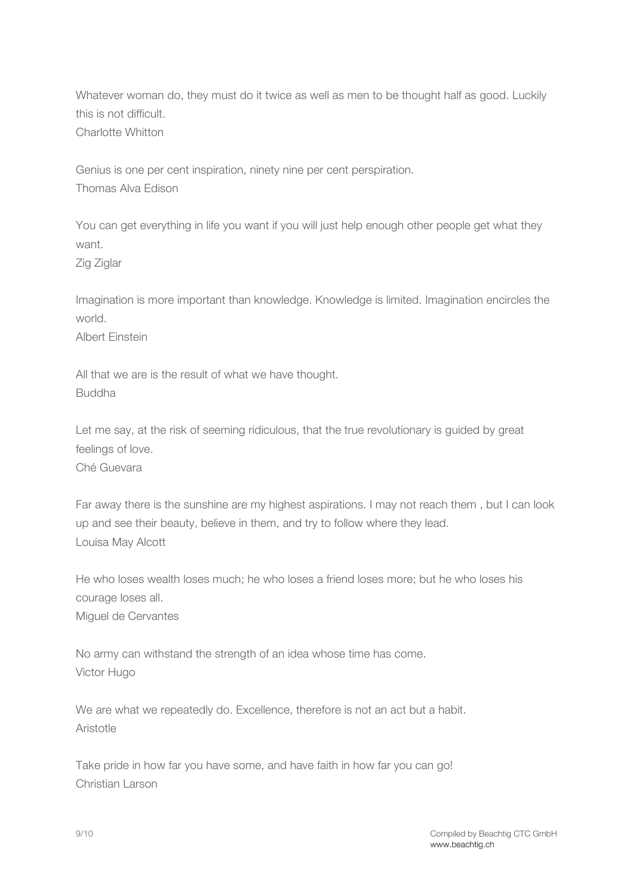Whatever woman do, they must do it twice as well as men to be thought half as good. Luckily this is not difficult.
Charlotte Whitton

Genius is one per cent inspiration, ninety nine per cent perspiration.
Thomas Alva Edison

You can get everything in life you want if you will just help enough other people get what they want.
Zig Ziglar

Imagination is more important than knowledge. Knowledge is limited. Imagination encircles the world.
Albert Einstein

All that we are is the result of what we have thought.
Buddha

Let me say, at the risk of seeming ridiculous, that the true revolutionary is guided by great feelings of love.
Ché Guevara

Far away there is the sunshine are my highest aspirations. I may not reach them , but I can look up and see their beauty, believe in them, and try to follow where they lead.
Louisa May Alcott

He who loses wealth loses much; he who loses a friend loses more; but he who loses his courage loses all.
Miguel de Cervantes

No army can withstand the strength of an idea whose time has come.
Victor Hugo

We are what we repeatedly do. Excellence, therefore is not an act but a habit.
Aristotle

Take pride in how far you have some, and have faith in how far you can go!
Christian Larson

Compiled by Beachtig CTC GmbH
www.beachtig.ch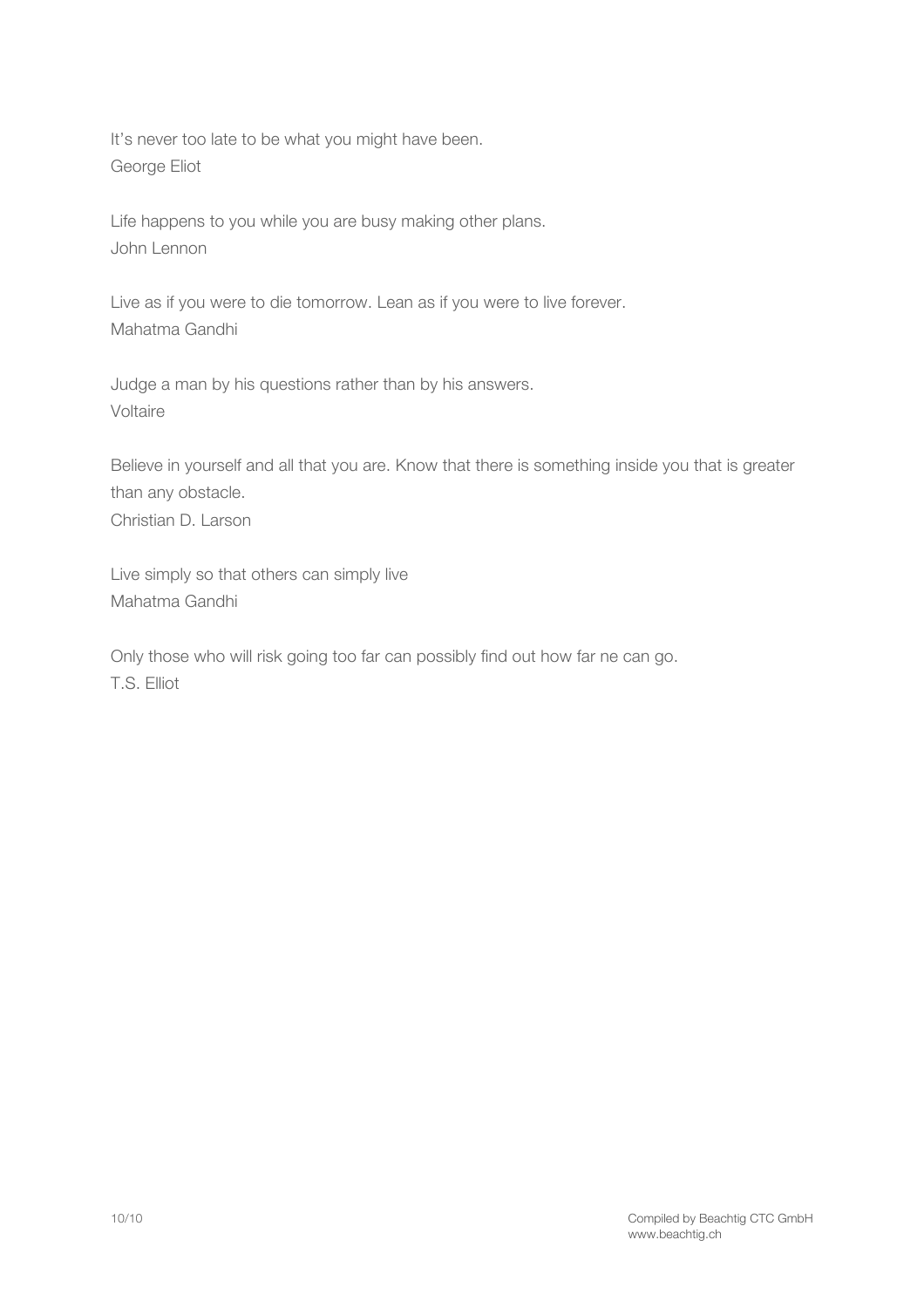It's never too late to be what you might have been.
George Eliot

Life happens to you while you are busy making other plans.
John Lennon

Live as if you were to die tomorrow. Lean as if you were to live forever.
Mahatma Gandhi

Judge a man by his questions rather than by his answers.
Voltaire

Believe in yourself and all that you are. Know that there is something inside you that is greater than any obstacle.
Christian D. Larson

Live simply so that others can simply live
Mahatma Gandhi

Only those who will risk going too far can possibly find out how far ne can go.
T.S. Elliot

Compiled by Beachtig CTC GmbH
www.beachtig.ch